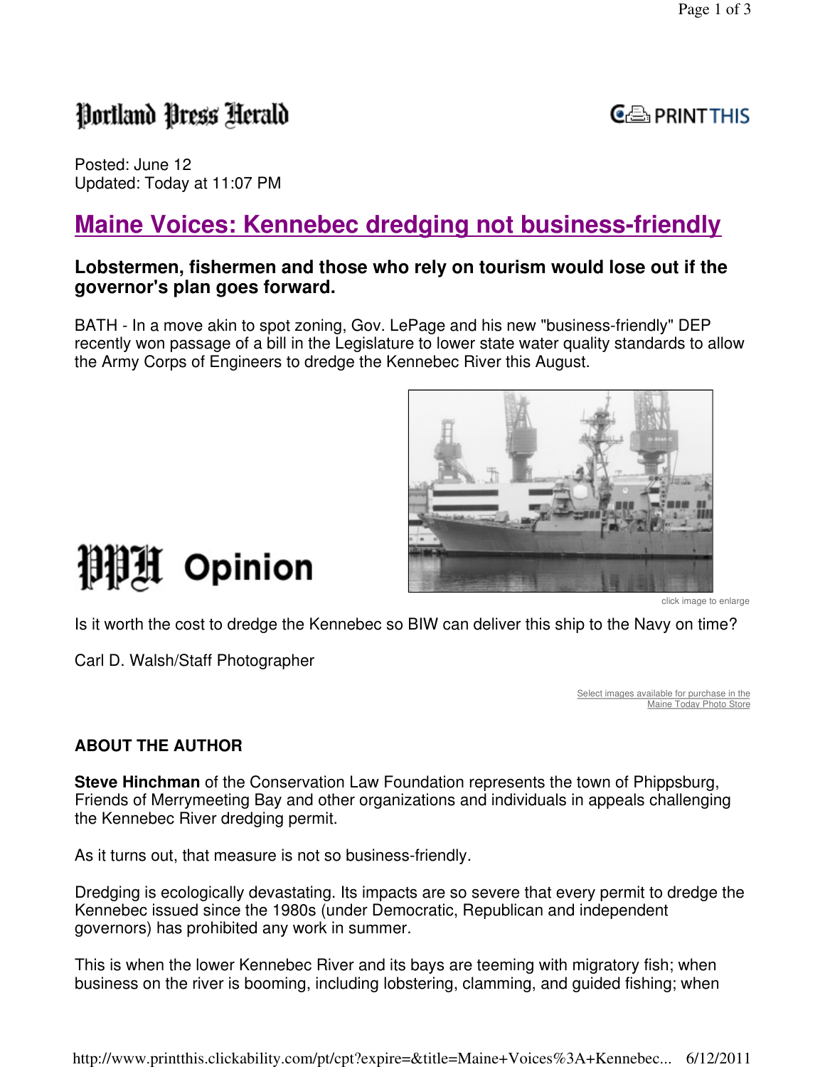Portland Press Herald

Posted: June 12
Updated: Today at 11:07 PM

# Maine Voices: Kennebec dredging not business-friendly

### Lobstermen, fishermen and those who rely on tourism would lose out if the governor's plan goes forward.

BATH - In a move akin to spot zoning, Gov. LePage and his new "business-friendly" DEP recently won passage of a bill in the Legislature to lower state water quality standards to allow the Army Corps of Engineers to dredge the Kennebec River this August.

PPH Opinion

click image to enlarge

Is it worth the cost to dredge the Kennebec so BIW can deliver this ship to the Navy on time?

Carl D. Walsh/Staff Photographer

Select images available for purchase in the Maine Today Photo Store

**ABOUT THE AUTHOR**

**Steve Hinchman** of the Conservation Law Foundation represents the town of Phippsburg, Friends of Merrymeeting Bay and other organizations and individuals in appeals challenging the Kennebec River dredging permit.

As it turns out, that measure is not so business-friendly.

Dredging is ecologically devastating. Its impacts are so severe that every permit to dredge the Kennebec issued since the 1980s (under Democratic, Republican and independent governors) has prohibited any work in summer.

This is when the lower Kennebec River and its bays are teeming with migratory fish; when business on the river is booming, including lobstering, clamming, and guided fishing; when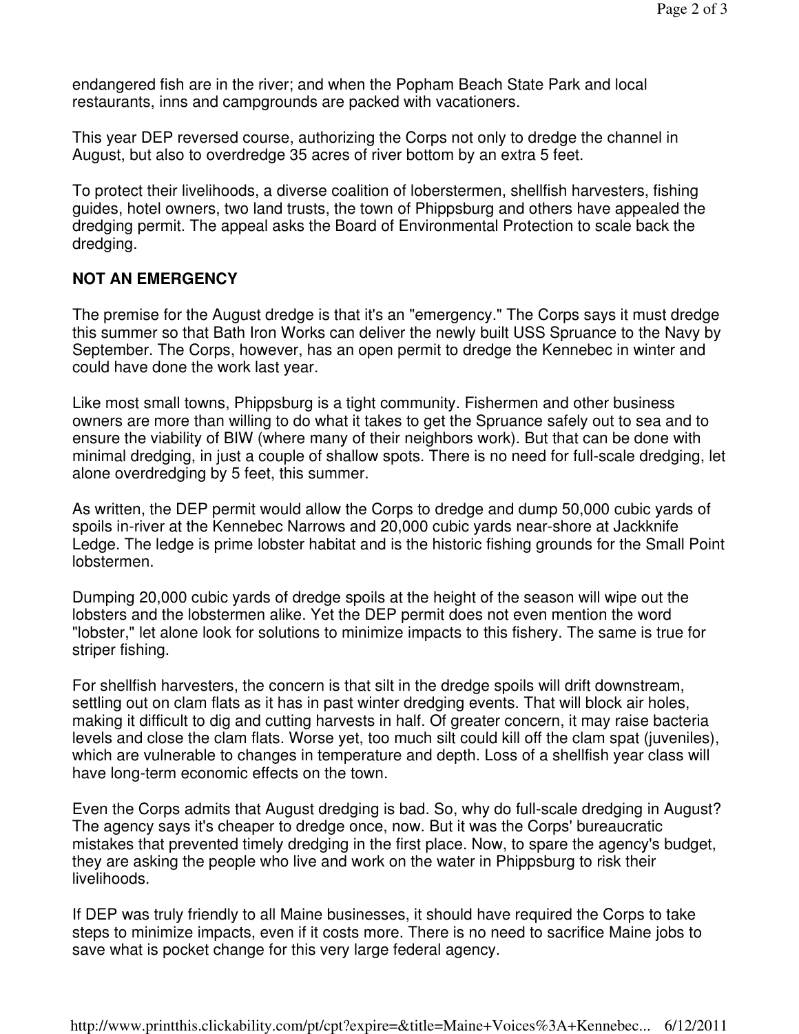endangered fish are in the river; and when the Popham Beach State Park and local restaurants, inns and campgrounds are packed with vacationers.

This year DEP reversed course, authorizing the Corps not only to dredge the channel in August, but also to overdredge 35 acres of river bottom by an extra 5 feet.

To protect their livelihoods, a diverse coalition of loberstermen, shellfish harvesters, fishing guides, hotel owners, two land trusts, the town of Phippsburg and others have appealed the dredging permit. The appeal asks the Board of Environmental Protection to scale back the dredging.

**NOT AN EMERGENCY**

The premise for the August dredge is that it's an "emergency." The Corps says it must dredge this summer so that Bath Iron Works can deliver the newly built USS Spruance to the Navy by September. The Corps, however, has an open permit to dredge the Kennebec in winter and could have done the work last year.

Like most small towns, Phippsburg is a tight community. Fishermen and other business owners are more than willing to do what it takes to get the Spruance safely out to sea and to ensure the viability of BIW (where many of their neighbors work). But that can be done with minimal dredging, in just a couple of shallow spots. There is no need for full-scale dredging, let alone overdredging by 5 feet, this summer.

As written, the DEP permit would allow the Corps to dredge and dump 50,000 cubic yards of spoils in-river at the Kennebec Narrows and 20,000 cubic yards near-shore at Jackknife Ledge. The ledge is prime lobster habitat and is the historic fishing grounds for the Small Point lobstermen.

Dumping 20,000 cubic yards of dredge spoils at the height of the season will wipe out the lobsters and the lobstermen alike. Yet the DEP permit does not even mention the word "lobster," let alone look for solutions to minimize impacts to this fishery. The same is true for striper fishing.

For shellfish harvesters, the concern is that silt in the dredge spoils will drift downstream, settling out on clam flats as it has in past winter dredging events. That will block air holes, making it difficult to dig and cutting harvests in half. Of greater concern, it may raise bacteria levels and close the clam flats. Worse yet, too much silt could kill off the clam spat (juveniles), which are vulnerable to changes in temperature and depth. Loss of a shellfish year class will have long-term economic effects on the town.

Even the Corps admits that August dredging is bad. So, why do full-scale dredging in August? The agency says it's cheaper to dredge once, now. But it was the Corps' bureaucratic mistakes that prevented timely dredging in the first place. Now, to spare the agency's budget, they are asking the people who live and work on the water in Phippsburg to risk their livelihoods.

If DEP was truly friendly to all Maine businesses, it should have required the Corps to take steps to minimize impacts, even if it costs more. There is no need to sacrifice Maine jobs to save what is pocket change for this very large federal agency.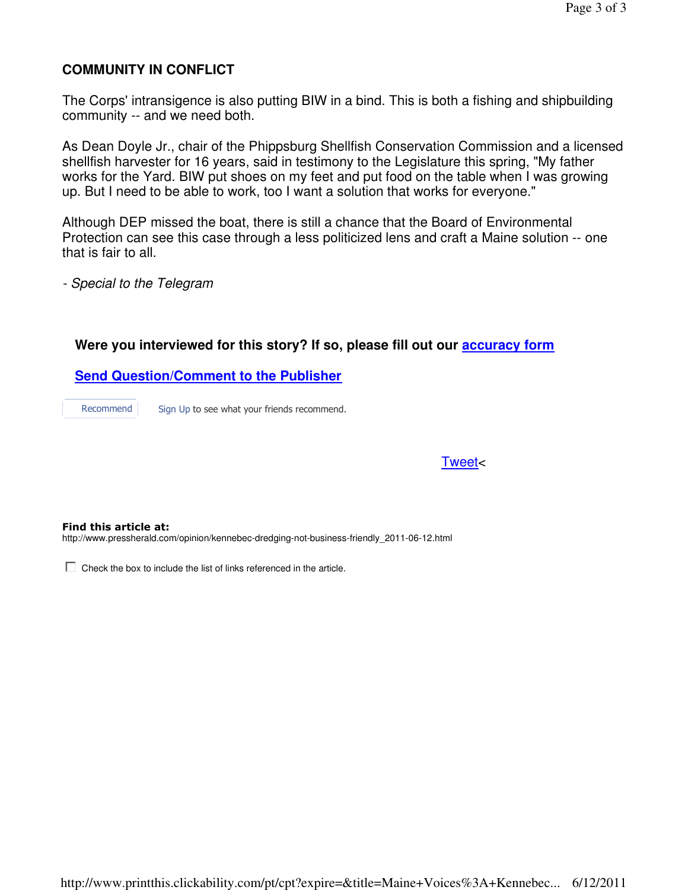## COMMUNITY IN CONFLICT

The Corps' intransigence is also putting BIW in a bind. This is both a fishing and shipbuilding community -- and we need both.

As Dean Doyle Jr., chair of the Phippsburg Shellfish Conservation Commission and a licensed shellfish harvester for 16 years, said in testimony to the Legislature this spring, "My father works for the Yard. BIW put shoes on my feet and put food on the table when I was growing up. But I need to be able to work, too I want a solution that works for everyone."

Although DEP missed the boat, there is still a chance that the Board of Environmental Protection can see this case through a less politicized lens and craft a Maine solution -- one that is fair to all.

*- Special to the Telegram*

**Were you interviewed for this story? If so, please fill out our accuracy form**

**Send Question/Comment to the Publisher**

Recommend Sign Up to see what your friends recommend.

Tweet<

**Find this article at:**
http://www.pressherald.com/opinion/kennebec-dredging-not-business-friendly_2011-06-12.html

Check the box to include the list of links referenced in the article.